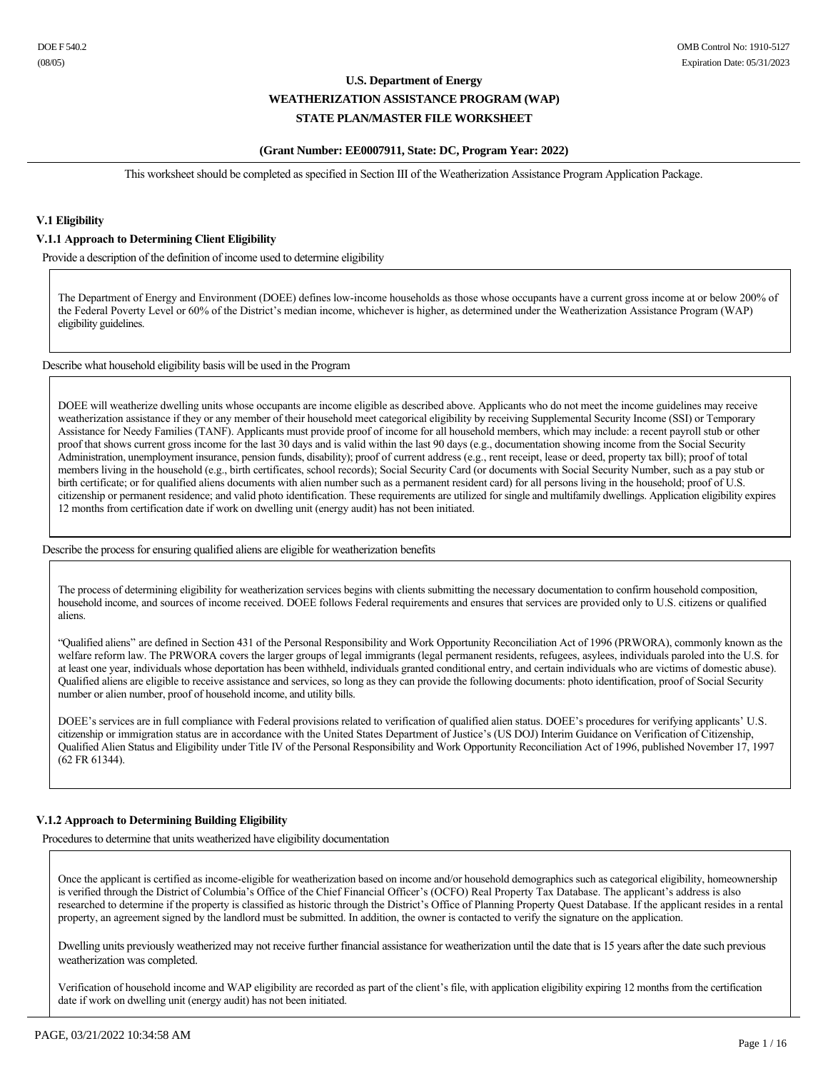DOE F 540.2
(08/05)

OMB Control No: 1910-5127
Expiration Date: 05/31/2023

**U.S. Department of Energy**

**WEATHERIZATION ASSISTANCE PROGRAM (WAP)**

**STATE PLAN/MASTER FILE WORKSHEET**

**(Grant Number: EE0007911, State: DC, Program Year: 2022)**

This worksheet should be completed as specified in Section III of the Weatherization Assistance Program Application Package.

### V.1 Eligibility

#### V.1.1 Approach to Determining Client Eligibility

Provide a description of the definition of income used to determine eligibility

The Department of Energy and Environment (DOEE) defines low-income households as those whose occupants have a current gross income at or below 200% of the Federal Poverty Level or 60% of the District's median income, whichever is higher, as determined under the Weatherization Assistance Program (WAP) eligibility guidelines.

Describe what household eligibility basis will be used in the Program

DOEE will weatherize dwelling units whose occupants are income eligible as described above. Applicants who do not meet the income guidelines may receive weatherization assistance if they or any member of their household meet categorical eligibility by receiving Supplemental Security Income (SSI) or Temporary Assistance for Needy Families (TANF). Applicants must provide proof of income for all household members, which may include: a recent payroll stub or other proof that shows current gross income for the last 30 days and is valid within the last 90 days (e.g., documentation showing income from the Social Security Administration, unemployment insurance, pension funds, disability); proof of current address (e.g., rent receipt, lease or deed, property tax bill); proof of total members living in the household (e.g., birth certificates, school records); Social Security Card (or documents with Social Security Number, such as a pay stub or birth certificate; or for qualified aliens documents with alien number such as a permanent resident card) for all persons living in the household; proof of U.S. citizenship or permanent residence; and valid photo identification. These requirements are utilized for single and multifamily dwellings. Application eligibility expires 12 months from certification date if work on dwelling unit (energy audit) has not been initiated.

Describe the process for ensuring qualified aliens are eligible for weatherization benefits

The process of determining eligibility for weatherization services begins with clients submitting the necessary documentation to confirm household composition, household income, and sources of income received. DOEE follows Federal requirements and ensures that services are provided only to U.S. citizens or qualified aliens.

"Qualified aliens" are defined in Section 431 of the Personal Responsibility and Work Opportunity Reconciliation Act of 1996 (PRWORA), commonly known as the welfare reform law. The PRWORA covers the larger groups of legal immigrants (legal permanent residents, refugees, asylees, individuals paroled into the U.S. for at least one year, individuals whose deportation has been withheld, individuals granted conditional entry, and certain individuals who are victims of domestic abuse). Qualified aliens are eligible to receive assistance and services, so long as they can provide the following documents: photo identification, proof of Social Security number or alien number, proof of household income, and utility bills.

DOEE's services are in full compliance with Federal provisions related to verification of qualified alien status. DOEE's procedures for verifying applicants' U.S. citizenship or immigration status are in accordance with the United States Department of Justice's (US DOJ) Interim Guidance on Verification of Citizenship, Qualified Alien Status and Eligibility under Title IV of the Personal Responsibility and Work Opportunity Reconciliation Act of 1996, published November 17, 1997 (62 FR 61344).

#### V.1.2 Approach to Determining Building Eligibility

Procedures to determine that units weatherized have eligibility documentation

Once the applicant is certified as income-eligible for weatherization based on income and/or household demographics such as categorical eligibility, homeownership is verified through the District of Columbia's Office of the Chief Financial Officer's (OCFO) Real Property Tax Database. The applicant's address is also researched to determine if the property is classified as historic through the District's Office of Planning Property Quest Database. If the applicant resides in a rental property, an agreement signed by the landlord must be submitted. In addition, the owner is contacted to verify the signature on the application.

Dwelling units previously weatherized may not receive further financial assistance for weatherization until the date that is 15 years after the date such previous weatherization was completed.

Verification of household income and WAP eligibility are recorded as part of the client's file, with application eligibility expiring 12 months from the certification date if work on dwelling unit (energy audit) has not been initiated.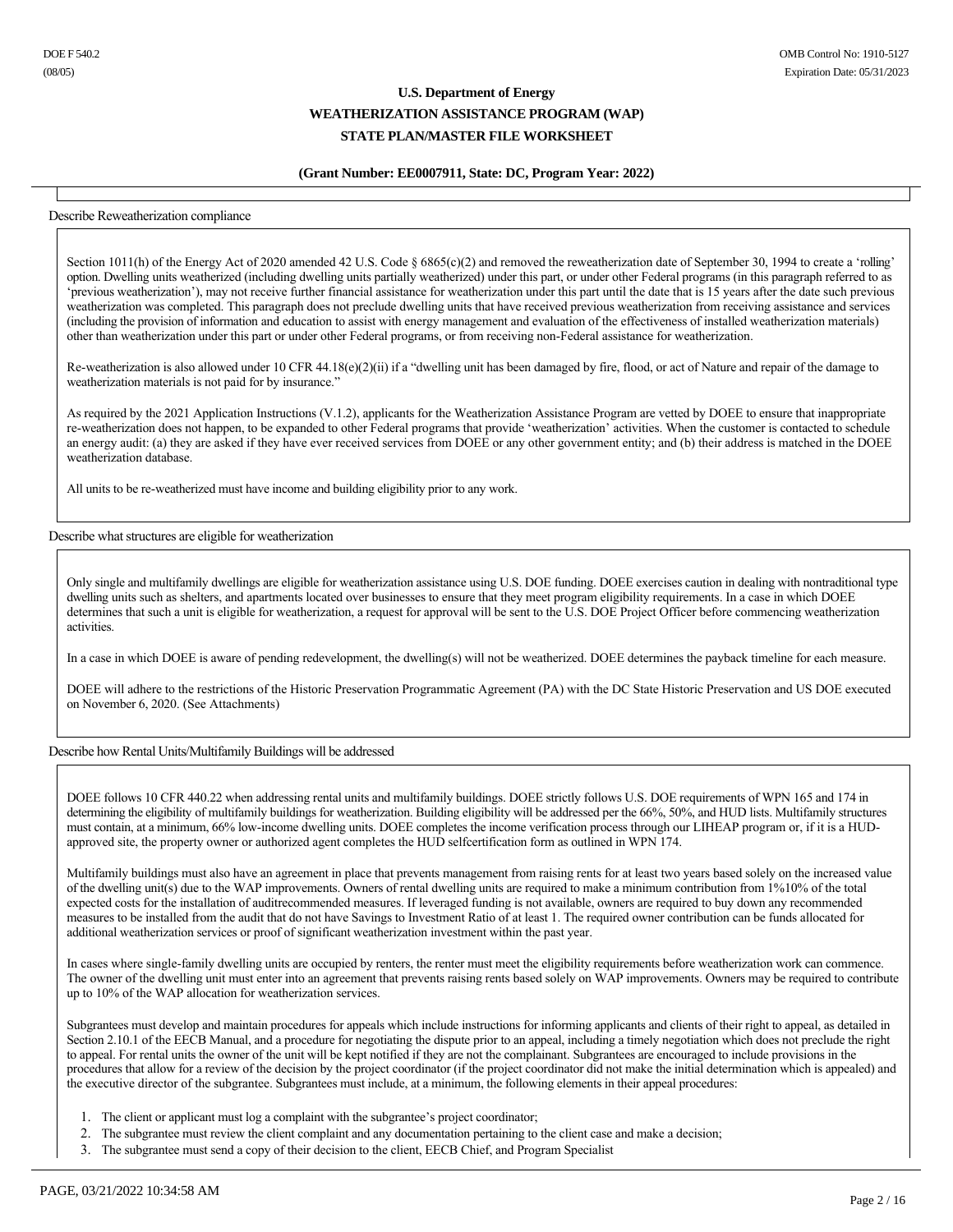Describe Reweatherization compliance

Section 1011(h) of the Energy Act of 2020 amended 42 U.S. Code § 6865(c)(2) and removed the reweatherization date of September 30, 1994 to create a 'rolling' option. Dwelling units weatherized (including dwelling units partially weatherized) under this part, or under other Federal programs (in this paragraph referred to as 'previous weatherization'), may not receive further financial assistance for weatherization under this part until the date that is 15 years after the date such previous weatherization was completed. This paragraph does not preclude dwelling units that have received previous weatherization from receiving assistance and services (including the provision of information and education to assist with energy management and evaluation of the effectiveness of installed weatherization materials) other than weatherization under this part or under other Federal programs, or from receiving non-Federal assistance for weatherization.

Re-weatherization is also allowed under 10 CFR 44.18(e)(2)(ii) if a "dwelling unit has been damaged by fire, flood, or act of Nature and repair of the damage to weatherization materials is not paid for by insurance."

As required by the 2021 Application Instructions (V.1.2), applicants for the Weatherization Assistance Program are vetted by DOEE to ensure that inappropriate re-weatherization does not happen, to be expanded to other Federal programs that provide 'weatherization' activities. When the customer is contacted to schedule an energy audit: (a) they are asked if they have ever received services from DOEE or any other government entity; and (b) their address is matched in the DOEE weatherization database.

All units to be re-weatherized must have income and building eligibility prior to any work.

Describe what structures are eligible for weatherization

Only single and multifamily dwellings are eligible for weatherization assistance using U.S. DOE funding. DOEE exercises caution in dealing with nontraditional type dwelling units such as shelters, and apartments located over businesses to ensure that they meet program eligibility requirements. In a case in which DOEE determines that such a unit is eligible for weatherization, a request for approval will be sent to the U.S. DOE Project Officer before commencing weatherization activities.

In a case in which DOEE is aware of pending redevelopment, the dwelling(s) will not be weatherized. DOEE determines the payback timeline for each measure.

DOEE will adhere to the restrictions of the Historic Preservation Programmatic Agreement (PA) with the DC State Historic Preservation and US DOE executed on November 6, 2020. (See Attachments)

Describe how Rental Units/Multifamily Buildings will be addressed

DOEE follows 10 CFR 440.22 when addressing rental units and multifamily buildings. DOEE strictly follows U.S. DOE requirements of WPN 165 and 174 in determining the eligibility of multifamily buildings for weatherization. Building eligibility will be addressed per the 66%, 50%, and HUD lists. Multifamily structures must contain, at a minimum, 66% low-income dwelling units. DOEE completes the income verification process through our LIHEAP program or, if it is a HUD-approved site, the property owner or authorized agent completes the HUD selfcertification form as outlined in WPN 174.

Multifamily buildings must also have an agreement in place that prevents management from raising rents for at least two years based solely on the increased value of the dwelling unit(s) due to the WAP improvements. Owners of rental dwelling units are required to make a minimum contribution from 1%10% of the total expected costs for the installation of auditrecommended measures. If leveraged funding is not available, owners are required to buy down any recommended measures to be installed from the audit that do not have Savings to Investment Ratio of at least 1. The required owner contribution can be funds allocated for additional weatherization services or proof of significant weatherization investment within the past year.

In cases where single-family dwelling units are occupied by renters, the renter must meet the eligibility requirements before weatherization work can commence. The owner of the dwelling unit must enter into an agreement that prevents raising rents based solely on WAP improvements. Owners may be required to contribute up to 10% of the WAP allocation for weatherization services.

Subgrantees must develop and maintain procedures for appeals which include instructions for informing applicants and clients of their right to appeal, as detailed in Section 2.10.1 of the EECB Manual, and a procedure for negotiating the dispute prior to an appeal, including a timely negotiation which does not preclude the right to appeal. For rental units the owner of the unit will be kept notified if they are not the complainant. Subgrantees are encouraged to include provisions in the procedures that allow for a review of the decision by the project coordinator (if the project coordinator did not make the initial determination which is appealed) and the executive director of the subgrantee. Subgrantees must include, at a minimum, the following elements in their appeal procedures:

1. The client or applicant must log a complaint with the subgrantee's project coordinator;
2. The subgrantee must review the client complaint and any documentation pertaining to the client case and make a decision;
3. The subgrantee must send a copy of their decision to the client, EECB Chief, and Program Specialist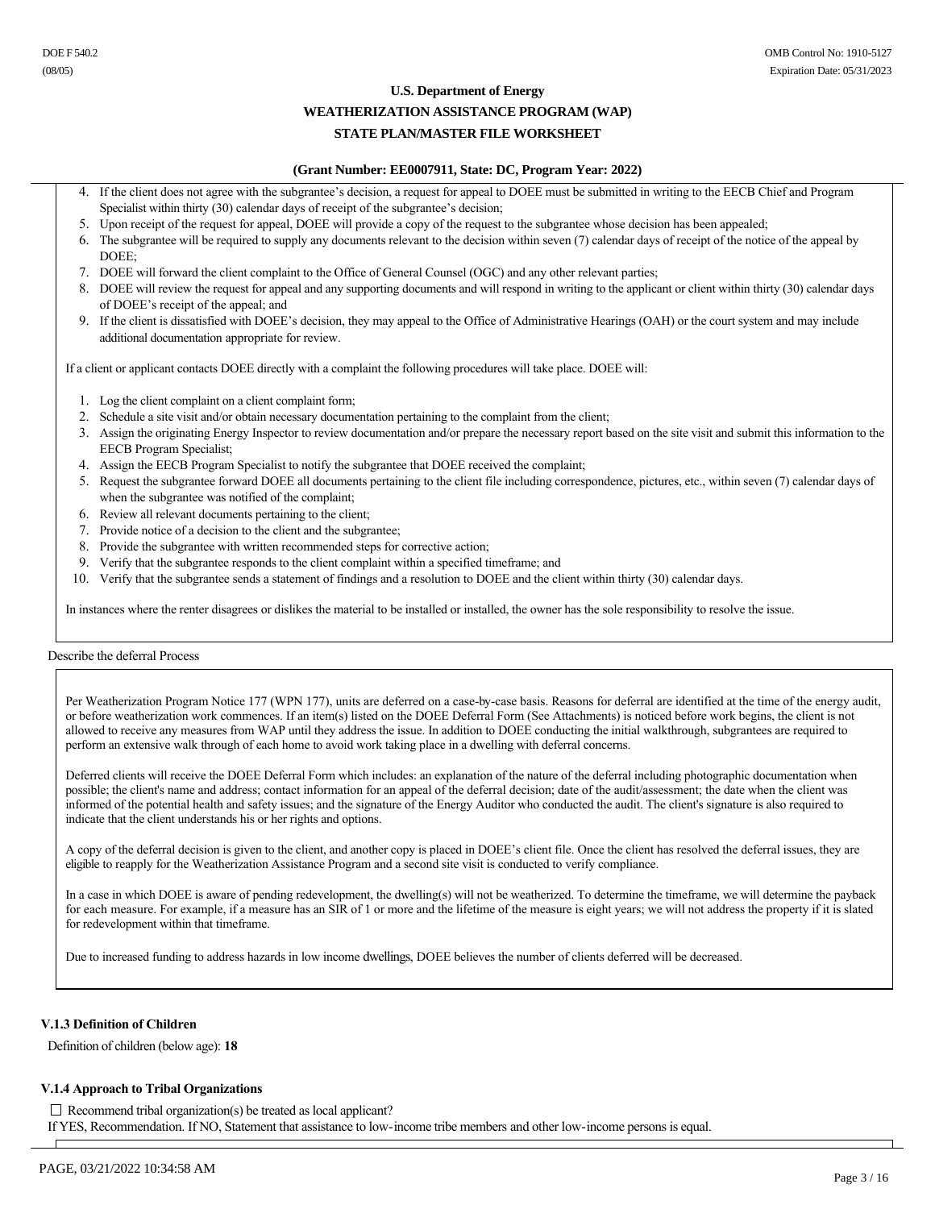4. If the client does not agree with the subgrantee's decision, a request for appeal to DOEE must be submitted in writing to the EECB Chief and Program Specialist within thirty (30) calendar days of receipt of the subgrantee's decision;
5. Upon receipt of the request for appeal, DOEE will provide a copy of the request to the subgrantee whose decision has been appealed;
6. The subgrantee will be required to supply any documents relevant to the decision within seven (7) calendar days of receipt of the notice of the appeal by DOEE;
7. DOEE will forward the client complaint to the Office of General Counsel (OGC) and any other relevant parties;
8. DOEE will review the request for appeal and any supporting documents and will respond in writing to the applicant or client within thirty (30) calendar days of DOEE's receipt of the appeal; and
9. If the client is dissatisfied with DOEE's decision, they may appeal to the Office of Administrative Hearings (OAH) or the court system and may include additional documentation appropriate for review.

If a client or applicant contacts DOEE directly with a complaint the following procedures will take place. DOEE will:

1. Log the client complaint on a client complaint form;
2. Schedule a site visit and/or obtain necessary documentation pertaining to the complaint from the client;
3. Assign the originating Energy Inspector to review documentation and/or prepare the necessary report based on the site visit and submit this information to the EECB Program Specialist;
4. Assign the EECB Program Specialist to notify the subgrantee that DOEE received the complaint;
5. Request the subgrantee forward DOEE all documents pertaining to the client file including correspondence, pictures, etc., within seven (7) calendar days of when the subgrantee was notified of the complaint;
6. Review all relevant documents pertaining to the client;
7. Provide notice of a decision to the client and the subgrantee;
8. Provide the subgrantee with written recommended steps for corrective action;
9. Verify that the subgrantee responds to the client complaint within a specified timeframe; and
10. Verify that the subgrantee sends a statement of findings and a resolution to DOEE and the client within thirty (30) calendar days.

In instances where the renter disagrees or dislikes the material to be installed or installed, the owner has the sole responsibility to resolve the issue.

Describe the deferral Process

Per Weatherization Program Notice 177 (WPN 177), units are deferred on a case-by-case basis. Reasons for deferral are identified at the time of the energy audit, or before weatherization work commences. If an item(s) listed on the DOEE Deferral Form (See Attachments) is noticed before work begins, the client is not allowed to receive any measures from WAP until they address the issue. In addition to DOEE conducting the initial walkthrough, subgrantees are required to perform an extensive walk through of each home to avoid work taking place in a dwelling with deferral concerns.

Deferred clients will receive the DOEE Deferral Form which includes: an explanation of the nature of the deferral including photographic documentation when possible; the client's name and address; contact information for an appeal of the deferral decision; date of the audit/assessment; the date when the client was informed of the potential health and safety issues; and the signature of the Energy Auditor who conducted the audit. The client's signature is also required to indicate that the client understands his or her rights and options.

A copy of the deferral decision is given to the client, and another copy is placed in DOEE's client file. Once the client has resolved the deferral issues, they are eligible to reapply for the Weatherization Assistance Program and a second site visit is conducted to verify compliance.

In a case in which DOEE is aware of pending redevelopment, the dwelling(s) will not be weatherized. To determine the timeframe, we will determine the payback for each measure. For example, if a measure has an SIR of 1 or more and the lifetime of the measure is eight years; we will not address the property if it is slated for redevelopment within that timeframe.

Due to increased funding to address hazards in low income dwellings, DOEE believes the number of clients deferred will be decreased.

### V.1.3 Definition of Children

Definition of children (below age): **18**

### V.1.4 Approach to Tribal Organizations

☐ Recommend tribal organization(s) be treated as local applicant?

If YES, Recommendation. If NO, Statement that assistance to low-income tribe members and other low-income persons is equal.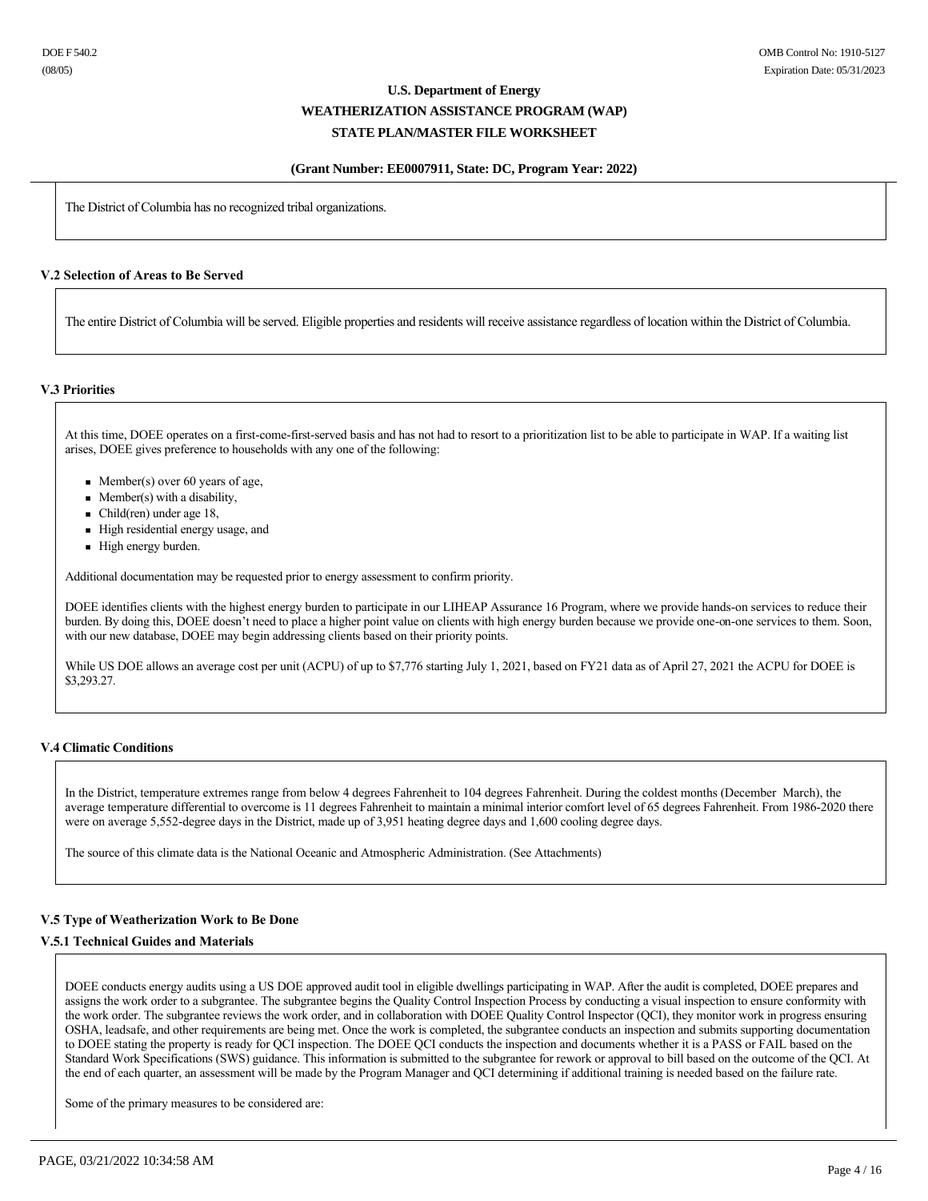The District of Columbia has no recognized tribal organizations.

### V.2 Selection of Areas to Be Served

The entire District of Columbia will be served. Eligible properties and residents will receive assistance regardless of location within the District of Columbia.

### V.3 Priorities

At this time, DOEE operates on a first-come-first-served basis and has not had to resort to a prioritization list to be able to participate in WAP. If a waiting list arises, DOEE gives preference to households with any one of the following:

- Member(s) over 60 years of age,
- Member(s) with a disability,
- Child(ren) under age 18,
- High residential energy usage, and
- High energy burden.

Additional documentation may be requested prior to energy assessment to confirm priority.

DOEE identifies clients with the highest energy burden to participate in our LIHEAP Assurance 16 Program, where we provide hands-on services to reduce their burden. By doing this, DOEE doesn't need to place a higher point value on clients with high energy burden because we provide one-on-one services to them. Soon, with our new database, DOEE may begin addressing clients based on their priority points.

While US DOE allows an average cost per unit (ACPU) of up to $7,776 starting July 1, 2021, based on FY21 data as of April 27, 2021 the ACPU for DOEE is $3,293.27.

### V.4 Climatic Conditions

In the District, temperature extremes range from below 4 degrees Fahrenheit to 104 degrees Fahrenheit. During the coldest months (December March), the average temperature differential to overcome is 11 degrees Fahrenheit to maintain a minimal interior comfort level of 65 degrees Fahrenheit. From 1986-2020 there were on average 5,552-degree days in the District, made up of 3,951 heating degree days and 1,600 cooling degree days.

The source of this climate data is the National Oceanic and Atmospheric Administration. (See Attachments)

### V.5 Type of Weatherization Work to Be Done

#### V.5.1 Technical Guides and Materials

DOEE conducts energy audits using a US DOE approved audit tool in eligible dwellings participating in WAP. After the audit is completed, DOEE prepares and assigns the work order to a subgrantee. The subgrantee begins the Quality Control Inspection Process by conducting a visual inspection to ensure conformity with the work order. The subgrantee reviews the work order, and in collaboration with DOEE Quality Control Inspector (QCI), they monitor work in progress ensuring OSHA, leadsafe, and other requirements are being met. Once the work is completed, the subgrantee conducts an inspection and submits supporting documentation to DOEE stating the property is ready for QCI inspection. The DOEE QCI conducts the inspection and documents whether it is a PASS or FAIL based on the Standard Work Specifications (SWS) guidance. This information is submitted to the subgrantee for rework or approval to bill based on the outcome of the QCI. At the end of each quarter, an assessment will be made by the Program Manager and QCI determining if additional training is needed based on the failure rate.

Some of the primary measures to be considered are: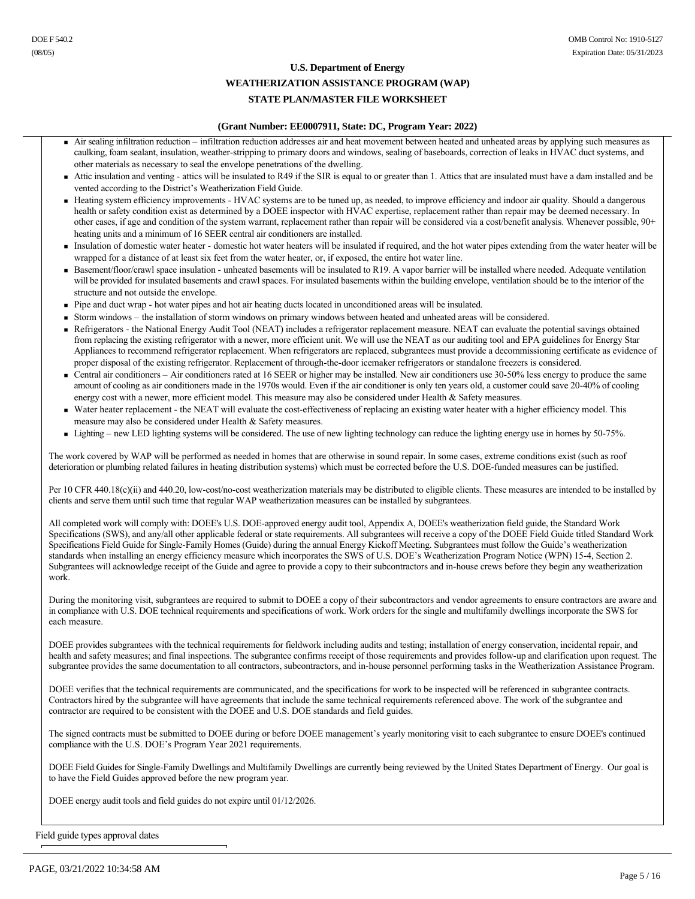- Air sealing infiltration reduction – infiltration reduction addresses air and heat movement between heated and unheated areas by applying such measures as caulking, foam sealant, insulation, weather-stripping to primary doors and windows, sealing of baseboards, correction of leaks in HVAC duct systems, and other materials as necessary to seal the envelope penetrations of the dwelling.
- Attic insulation and venting - attics will be insulated to R49 if the SIR is equal to or greater than 1. Attics that are insulated must have a dam installed and be vented according to the District's Weatherization Field Guide.
- Heating system efficiency improvements - HVAC systems are to be tuned up, as needed, to improve efficiency and indoor air quality. Should a dangerous health or safety condition exist as determined by a DOEE inspector with HVAC expertise, replacement rather than repair may be deemed necessary. In other cases, if age and condition of the system warrant, replacement rather than repair will be considered via a cost/benefit analysis. Whenever possible, 90+ heating units and a minimum of 16 SEER central air conditioners are installed.
- Insulation of domestic water heater - domestic hot water heaters will be insulated if required, and the hot water pipes extending from the water heater will be wrapped for a distance of at least six feet from the water heater, or, if exposed, the entire hot water line.
- Basement/floor/crawl space insulation - unheated basements will be insulated to R19. A vapor barrier will be installed where needed. Adequate ventilation will be provided for insulated basements and crawl spaces. For insulated basements within the building envelope, ventilation should be to the interior of the structure and not outside the envelope.
- Pipe and duct wrap - hot water pipes and hot air heating ducts located in unconditioned areas will be insulated.
- Storm windows – the installation of storm windows on primary windows between heated and unheated areas will be considered.
- Refrigerators - the National Energy Audit Tool (NEAT) includes a refrigerator replacement measure. NEAT can evaluate the potential savings obtained from replacing the existing refrigerator with a newer, more efficient unit. We will use the NEAT as our auditing tool and EPA guidelines for Energy Star Appliances to recommend refrigerator replacement. When refrigerators are replaced, subgrantees must provide a decommissioning certificate as evidence of proper disposal of the existing refrigerator. Replacement of through-the-door icemaker refrigerators or standalone freezers is considered.
- Central air conditioners – Air conditioners rated at 16 SEER or higher may be installed. New air conditioners use 30-50% less energy to produce the same amount of cooling as air conditioners made in the 1970s would. Even if the air conditioner is only ten years old, a customer could save 20-40% of cooling energy cost with a newer, more efficient model. This measure may also be considered under Health & Safety measures.
- Water heater replacement - the NEAT will evaluate the cost-effectiveness of replacing an existing water heater with a higher efficiency model. This measure may also be considered under Health & Safety measures.
- Lighting – new LED lighting systems will be considered. The use of new lighting technology can reduce the lighting energy use in homes by 50-75%.

The work covered by WAP will be performed as needed in homes that are otherwise in sound repair. In some cases, extreme conditions exist (such as roof deterioration or plumbing related failures in heating distribution systems) which must be corrected before the U.S. DOE-funded measures can be justified.

Per 10 CFR 440.18(c)(ii) and 440.20, low-cost/no-cost weatherization materials may be distributed to eligible clients. These measures are intended to be installed by clients and serve them until such time that regular WAP weatherization measures can be installed by subgrantees.

All completed work will comply with: DOEE's U.S. DOE-approved energy audit tool, Appendix A, DOEE's weatherization field guide, the Standard Work Specifications (SWS), and any/all other applicable federal or state requirements. All subgrantees will receive a copy of the DOEE Field Guide titled Standard Work Specifications Field Guide for Single-Family Homes (Guide) during the annual Energy Kickoff Meeting. Subgrantees must follow the Guide's weatherization standards when installing an energy efficiency measure which incorporates the SWS of U.S. DOE's Weatherization Program Notice (WPN) 15-4, Section 2. Subgrantees will acknowledge receipt of the Guide and agree to provide a copy to their subcontractors and in-house crews before they begin any weatherization work.

During the monitoring visit, subgrantees are required to submit to DOEE a copy of their subcontractors and vendor agreements to ensure contractors are aware and in compliance with U.S. DOE technical requirements and specifications of work. Work orders for the single and multifamily dwellings incorporate the SWS for each measure.

DOEE provides subgrantees with the technical requirements for fieldwork including audits and testing; installation of energy conservation, incidental repair, and health and safety measures; and final inspections. The subgrantee confirms receipt of those requirements and provides follow-up and clarification upon request. The subgrantee provides the same documentation to all contractors, subcontractors, and in-house personnel performing tasks in the Weatherization Assistance Program.

DOEE verifies that the technical requirements are communicated, and the specifications for work to be inspected will be referenced in subgrantee contracts. Contractors hired by the subgrantee will have agreements that include the same technical requirements referenced above. The work of the subgrantee and contractor are required to be consistent with the DOEE and U.S. DOE standards and field guides.

The signed contracts must be submitted to DOEE during or before DOEE management's yearly monitoring visit to each subgrantee to ensure DOEE's continued compliance with the U.S. DOE's Program Year 2021 requirements.

DOEE Field Guides for Single-Family Dwellings and Multifamily Dwellings are currently being reviewed by the United States Department of Energy. Our goal is to have the Field Guides approved before the new program year.

DOEE energy audit tools and field guides do not expire until 01/12/2026.

Field guide types approval dates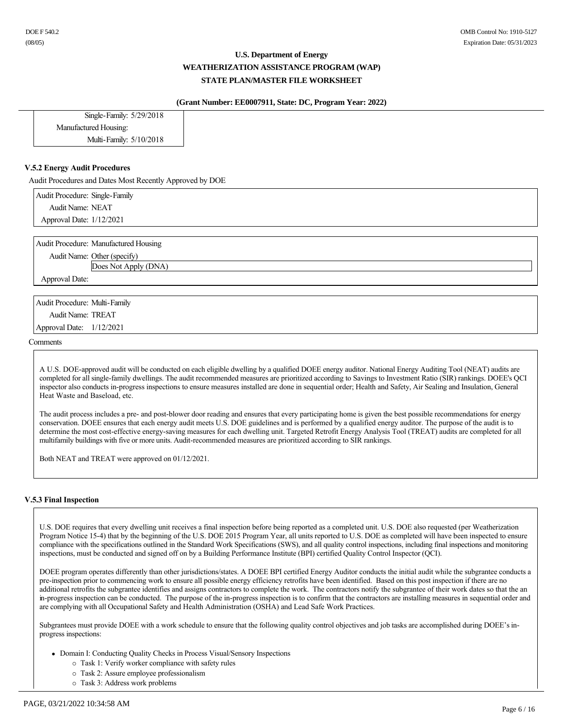Single-Family: 5/29/2018

Manufactured Housing:

Multi-Family: 5/10/2018

**V.5.2 Energy Audit Procedures**

Audit Procedures and Dates Most Recently Approved by DOE

Audit Procedure: Single-Family
Audit Name: NEAT
Approval Date: 1/12/2021

Audit Procedure: Manufactured Housing
Audit Name: Other (specify)
Does Not Apply (DNA)
Approval Date:

Audit Procedure: Multi-Family
Audit Name: TREAT
Approval Date: 1/12/2021

Comments

A U.S. DOE-approved audit will be conducted on each eligible dwelling by a qualified DOEE energy auditor. National Energy Auditing Tool (NEAT) audits are completed for all single-family dwellings. The audit recommended measures are prioritized according to Savings to Investment Ratio (SIR) rankings. DOEE's QCI inspector also conducts in-progress inspections to ensure measures installed are done in sequential order; Health and Safety, Air Sealing and Insulation, General Heat Waste and Baseload, etc.

The audit process includes a pre- and post-blower door reading and ensures that every participating home is given the best possible recommendations for energy conservation. DOEE ensures that each energy audit meets U.S. DOE guidelines and is performed by a qualified energy auditor. The purpose of the audit is to determine the most cost-effective energy-saving measures for each dwelling unit. Targeted Retrofit Energy Analysis Tool (TREAT) audits are completed for all multifamily buildings with five or more units. Audit-recommended measures are prioritized according to SIR rankings.

Both NEAT and TREAT were approved on 01/12/2021.

**V.5.3 Final Inspection**

U.S. DOE requires that every dwelling unit receives a final inspection before being reported as a completed unit. U.S. DOE also requested (per Weatherization Program Notice 15-4) that by the beginning of the U.S. DOE 2015 Program Year, all units reported to U.S. DOE as completed will have been inspected to ensure compliance with the specifications outlined in the Standard Work Specifications (SWS), and all quality control inspections, including final inspections and monitoring inspections, must be conducted and signed off on by a Building Performance Institute (BPI) certified Quality Control Inspector (QCI).

DOEE program operates differently than other jurisdictions/states. A DOEE BPI certified Energy Auditor conducts the initial audit while the subgrantee conducts a pre-inspection prior to commencing work to ensure all possible energy efficiency retrofits have been identified. Based on this post inspection if there are no additional retrofits the subgrantee identifies and assigns contractors to complete the work. The contractors notify the subgrantee of their work dates so that the an in-progress inspection can be conducted. The purpose of the in-progress inspection is to confirm that the contractors are installing measures in sequential order and are complying with all Occupational Safety and Health Administration (OSHA) and Lead Safe Work Practices.

Subgrantees must provide DOEE with a work schedule to ensure that the following quality control objectives and job tasks are accomplished during DOEE's in-progress inspections:

- Domain I: Conducting Quality Checks in Process Visual/Sensory Inspections
  - Task 1: Verify worker compliance with safety rules
  - Task 2: Assure employee professionalism
  - Task 3: Address work problems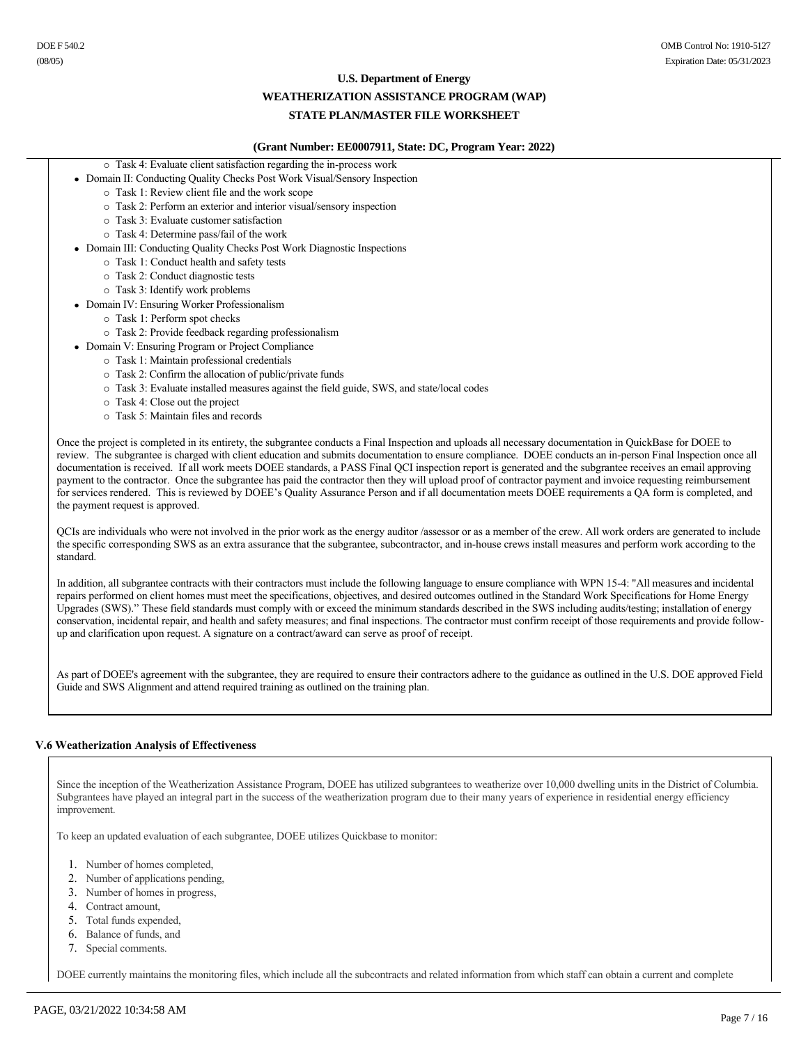- Task 4: Evaluate client satisfaction regarding the in-process work
- Domain II: Conducting Quality Checks Post Work Visual/Sensory Inspection
  - Task 1: Review client file and the work scope
  - Task 2: Perform an exterior and interior visual/sensory inspection
  - Task 3: Evaluate customer satisfaction
  - Task 4: Determine pass/fail of the work
- Domain III: Conducting Quality Checks Post Work Diagnostic Inspections
  - Task 1: Conduct health and safety tests
  - Task 2: Conduct diagnostic tests
  - Task 3: Identify work problems
- Domain IV: Ensuring Worker Professionalism
  - Task 1: Perform spot checks
  - Task 2: Provide feedback regarding professionalism
- Domain V: Ensuring Program or Project Compliance
  - Task 1: Maintain professional credentials
  - Task 2: Confirm the allocation of public/private funds
  - Task 3: Evaluate installed measures against the field guide, SWS, and state/local codes
  - Task 4: Close out the project
  - Task 5: Maintain files and records

Once the project is completed in its entirety, the subgrantee conducts a Final Inspection and uploads all necessary documentation in QuickBase for DOEE to review. The subgrantee is charged with client education and submits documentation to ensure compliance. DOEE conducts an in-person Final Inspection once all documentation is received. If all work meets DOEE standards, a PASS Final QCI inspection report is generated and the subgrantee receives an email approving payment to the contractor. Once the subgrantee has paid the contractor then they will upload proof of contractor payment and invoice requesting reimbursement for services rendered. This is reviewed by DOEE's Quality Assurance Person and if all documentation meets DOEE requirements a QA form is completed, and the payment request is approved.

QCIs are individuals who were not involved in the prior work as the energy auditor /assessor or as a member of the crew. All work orders are generated to include the specific corresponding SWS as an extra assurance that the subgrantee, subcontractor, and in-house crews install measures and perform work according to the standard.

In addition, all subgrantee contracts with their contractors must include the following language to ensure compliance with WPN 15-4: "All measures and incidental repairs performed on client homes must meet the specifications, objectives, and desired outcomes outlined in the Standard Work Specifications for Home Energy Upgrades (SWS)." These field standards must comply with or exceed the minimum standards described in the SWS including audits/testing; installation of energy conservation, incidental repair, and health and safety measures; and final inspections. The contractor must confirm receipt of those requirements and provide follow-up and clarification upon request. A signature on a contract/award can serve as proof of receipt.

As part of DOEE's agreement with the subgrantee, they are required to ensure their contractors adhere to the guidance as outlined in the U.S. DOE approved Field Guide and SWS Alignment and attend required training as outlined on the training plan.

### V.6 Weatherization Analysis of Effectiveness

Since the inception of the Weatherization Assistance Program, DOEE has utilized subgrantees to weatherize over 10,000 dwelling units in the District of Columbia. Subgrantees have played an integral part in the success of the weatherization program due to their many years of experience in residential energy efficiency improvement.

To keep an updated evaluation of each subgrantee, DOEE utilizes Quickbase to monitor:

1. Number of homes completed,
2. Number of applications pending,
3. Number of homes in progress,
4. Contract amount,
5. Total funds expended,
6. Balance of funds, and
7. Special comments.

DOEE currently maintains the monitoring files, which include all the subcontracts and related information from which staff can obtain a current and complete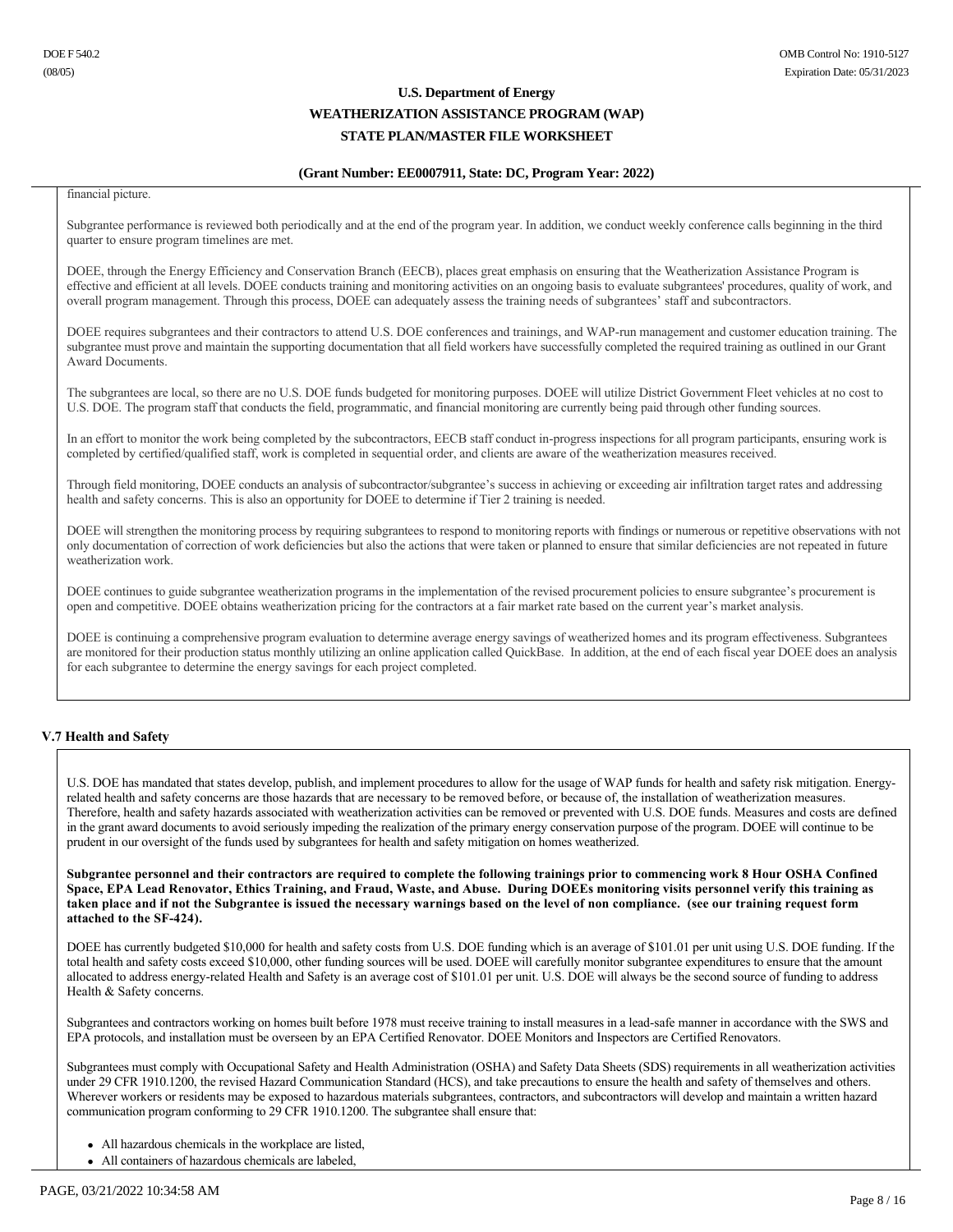financial picture.

Subgrantee performance is reviewed both periodically and at the end of the program year. In addition, we conduct weekly conference calls beginning in the third quarter to ensure program timelines are met.

DOEE, through the Energy Efficiency and Conservation Branch (EECB), places great emphasis on ensuring that the Weatherization Assistance Program is effective and efficient at all levels. DOEE conducts training and monitoring activities on an ongoing basis to evaluate subgrantees' procedures, quality of work, and overall program management. Through this process, DOEE can adequately assess the training needs of subgrantees' staff and subcontractors.

DOEE requires subgrantees and their contractors to attend U.S. DOE conferences and trainings, and WAP-run management and customer education training. The subgrantee must prove and maintain the supporting documentation that all field workers have successfully completed the required training as outlined in our Grant Award Documents.

The subgrantees are local, so there are no U.S. DOE funds budgeted for monitoring purposes. DOEE will utilize District Government Fleet vehicles at no cost to U.S. DOE. The program staff that conducts the field, programmatic, and financial monitoring are currently being paid through other funding sources.

In an effort to monitor the work being completed by the subcontractors, EECB staff conduct in-progress inspections for all program participants, ensuring work is completed by certified/qualified staff, work is completed in sequential order, and clients are aware of the weatherization measures received.

Through field monitoring, DOEE conducts an analysis of subcontractor/subgrantee's success in achieving or exceeding air infiltration target rates and addressing health and safety concerns. This is also an opportunity for DOEE to determine if Tier 2 training is needed.

DOEE will strengthen the monitoring process by requiring subgrantees to respond to monitoring reports with findings or numerous or repetitive observations with not only documentation of correction of work deficiencies but also the actions that were taken or planned to ensure that similar deficiencies are not repeated in future weatherization work.

DOEE continues to guide subgrantee weatherization programs in the implementation of the revised procurement policies to ensure subgrantee's procurement is open and competitive. DOEE obtains weatherization pricing for the contractors at a fair market rate based on the current year's market analysis.

DOEE is continuing a comprehensive program evaluation to determine average energy savings of weatherized homes and its program effectiveness. Subgrantees are monitored for their production status monthly utilizing an online application called QuickBase. In addition, at the end of each fiscal year DOEE does an analysis for each subgrantee to determine the energy savings for each project completed.

### V.7 Health and Safety

U.S. DOE has mandated that states develop, publish, and implement procedures to allow for the usage of WAP funds for health and safety risk mitigation. Energy-related health and safety concerns are those hazards that are necessary to be removed before, or because of, the installation of weatherization measures. Therefore, health and safety hazards associated with weatherization activities can be removed or prevented with U.S. DOE funds. Measures and costs are defined in the grant award documents to avoid seriously impeding the realization of the primary energy conservation purpose of the program. DOEE will continue to be prudent in our oversight of the funds used by subgrantees for health and safety mitigation on homes weatherized.

**Subgrantee personnel and their contractors are required to complete the following trainings prior to commencing work 8 Hour OSHA Confined Space, EPA Lead Renovator, Ethics Training, and Fraud, Waste, and Abuse. During DOEEs monitoring visits personnel verify this training as taken place and if not the Subgrantee is issued the necessary warnings based on the level of non compliance. (see our training request form attached to the SF-424).**

DOEE has currently budgeted $10,000 for health and safety costs from U.S. DOE funding which is an average of $101.01 per unit using U.S. DOE funding. If the total health and safety costs exceed $10,000, other funding sources will be used. DOEE will carefully monitor subgrantee expenditures to ensure that the amount allocated to address energy-related Health and Safety is an average cost of $101.01 per unit. U.S. DOE will always be the second source of funding to address Health & Safety concerns.

Subgrantees and contractors working on homes built before 1978 must receive training to install measures in a lead-safe manner in accordance with the SWS and EPA protocols, and installation must be overseen by an EPA Certified Renovator. DOEE Monitors and Inspectors are Certified Renovators.

Subgrantees must comply with Occupational Safety and Health Administration (OSHA) and Safety Data Sheets (SDS) requirements in all weatherization activities under 29 CFR 1910.1200, the revised Hazard Communication Standard (HCS), and take precautions to ensure the health and safety of themselves and others. Wherever workers or residents may be exposed to hazardous materials subgrantees, contractors, and subcontractors will develop and maintain a written hazard communication program conforming to 29 CFR 1910.1200. The subgrantee shall ensure that:

- All hazardous chemicals in the workplace are listed,
- All containers of hazardous chemicals are labeled,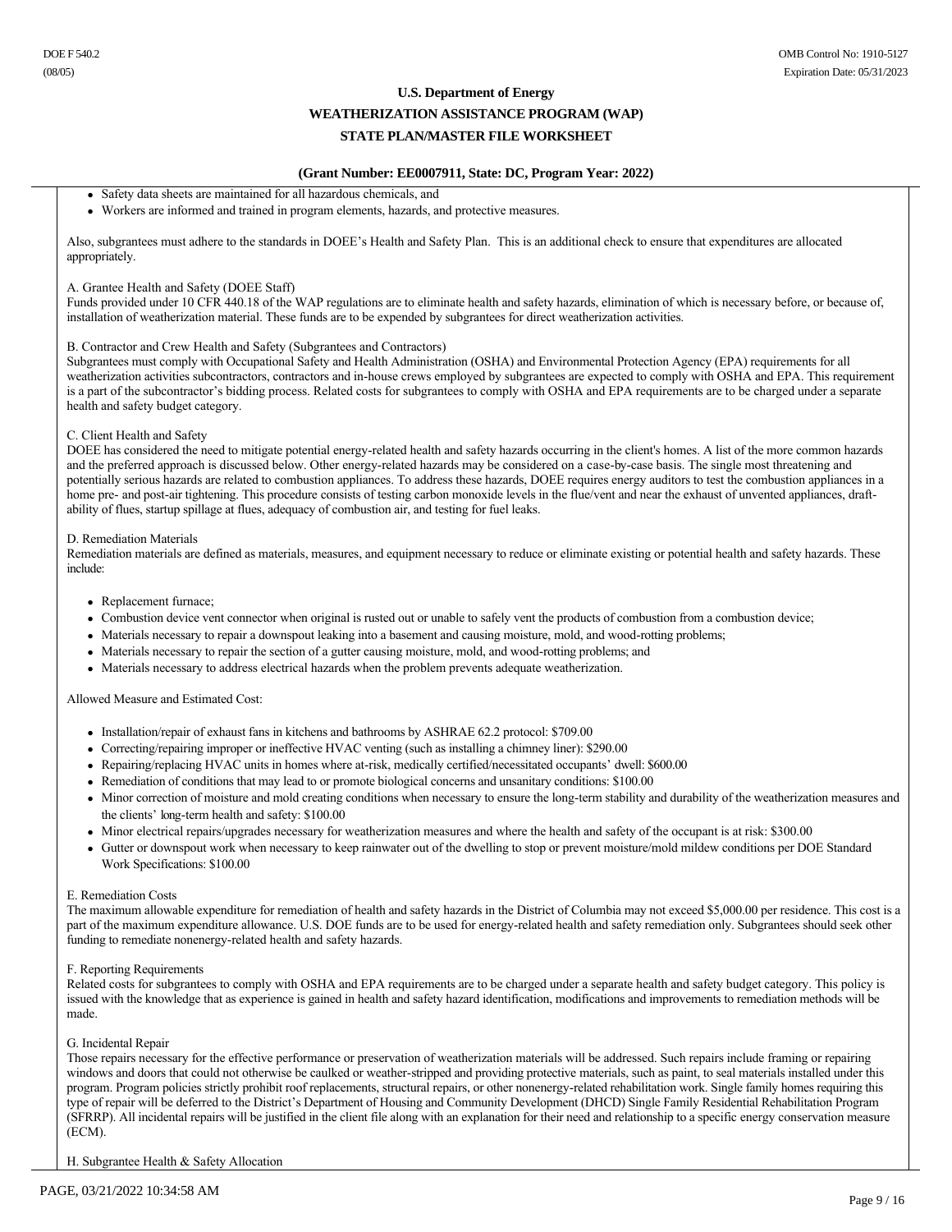- Safety data sheets are maintained for all hazardous chemicals, and
- Workers are informed and trained in program elements, hazards, and protective measures.

Also, subgrantees must adhere to the standards in DOEE's Health and Safety Plan. This is an additional check to ensure that expenditures are allocated appropriately.

A. Grantee Health and Safety (DOEE Staff)
Funds provided under 10 CFR 440.18 of the WAP regulations are to eliminate health and safety hazards, elimination of which is necessary before, or because of, installation of weatherization material. These funds are to be expended by subgrantees for direct weatherization activities.

B. Contractor and Crew Health and Safety (Subgrantees and Contractors)
Subgrantees must comply with Occupational Safety and Health Administration (OSHA) and Environmental Protection Agency (EPA) requirements for all weatherization activities subcontractors, contractors and in-house crews employed by subgrantees are expected to comply with OSHA and EPA. This requirement is a part of the subcontractor's bidding process. Related costs for subgrantees to comply with OSHA and EPA requirements are to be charged under a separate health and safety budget category.

C. Client Health and Safety
DOEE has considered the need to mitigate potential energy-related health and safety hazards occurring in the client's homes. A list of the more common hazards and the preferred approach is discussed below. Other energy-related hazards may be considered on a case-by-case basis. The single most threatening and potentially serious hazards are related to combustion appliances. To address these hazards, DOEE requires energy auditors to test the combustion appliances in a home pre- and post-air tightening. This procedure consists of testing carbon monoxide levels in the flue/vent and near the exhaust of unvented appliances, draft-ability of flues, startup spillage at flues, adequacy of combustion air, and testing for fuel leaks.

D. Remediation Materials
Remediation materials are defined as materials, measures, and equipment necessary to reduce or eliminate existing or potential health and safety hazards. These include:

- Replacement furnace;
- Combustion device vent connector when original is rusted out or unable to safely vent the products of combustion from a combustion device;
- Materials necessary to repair a downspout leaking into a basement and causing moisture, mold, and wood-rotting problems;
- Materials necessary to repair the section of a gutter causing moisture, mold, and wood-rotting problems; and
- Materials necessary to address electrical hazards when the problem prevents adequate weatherization.

Allowed Measure and Estimated Cost:

- Installation/repair of exhaust fans in kitchens and bathrooms by ASHRAE 62.2 protocol: $709.00
- Correcting/repairing improper or ineffective HVAC venting (such as installing a chimney liner): $290.00
- Repairing/replacing HVAC units in homes where at-risk, medically certified/necessitated occupants' dwell: $600.00
- Remediation of conditions that may lead to or promote biological concerns and unsanitary conditions: $100.00
- Minor correction of moisture and mold creating conditions when necessary to ensure the long-term stability and durability of the weatherization measures and the clients' long-term health and safety: $100.00
- Minor electrical repairs/upgrades necessary for weatherization measures and where the health and safety of the occupant is at risk: $300.00
- Gutter or downspout work when necessary to keep rainwater out of the dwelling to stop or prevent moisture/mold mildew conditions per DOE Standard Work Specifications: $100.00

E. Remediation Costs
The maximum allowable expenditure for remediation of health and safety hazards in the District of Columbia may not exceed $5,000.00 per residence. This cost is a part of the maximum expenditure allowance. U.S. DOE funds are to be used for energy-related health and safety remediation only. Subgrantees should seek other funding to remediate nonenergy-related health and safety hazards.

F. Reporting Requirements
Related costs for subgrantees to comply with OSHA and EPA requirements are to be charged under a separate health and safety budget category. This policy is issued with the knowledge that as experience is gained in health and safety hazard identification, modifications and improvements to remediation methods will be made.

G. Incidental Repair
Those repairs necessary for the effective performance or preservation of weatherization materials will be addressed. Such repairs include framing or repairing windows and doors that could not otherwise be caulked or weather-stripped and providing protective materials, such as paint, to seal materials installed under this program. Program policies strictly prohibit roof replacements, structural repairs, or other nonenergy-related rehabilitation work. Single family homes requiring this type of repair will be deferred to the District's Department of Housing and Community Development (DHCD) Single Family Residential Rehabilitation Program (SFRRP). All incidental repairs will be justified in the client file along with an explanation for their need and relationship to a specific energy conservation measure (ECM).

H. Subgrantee Health & Safety Allocation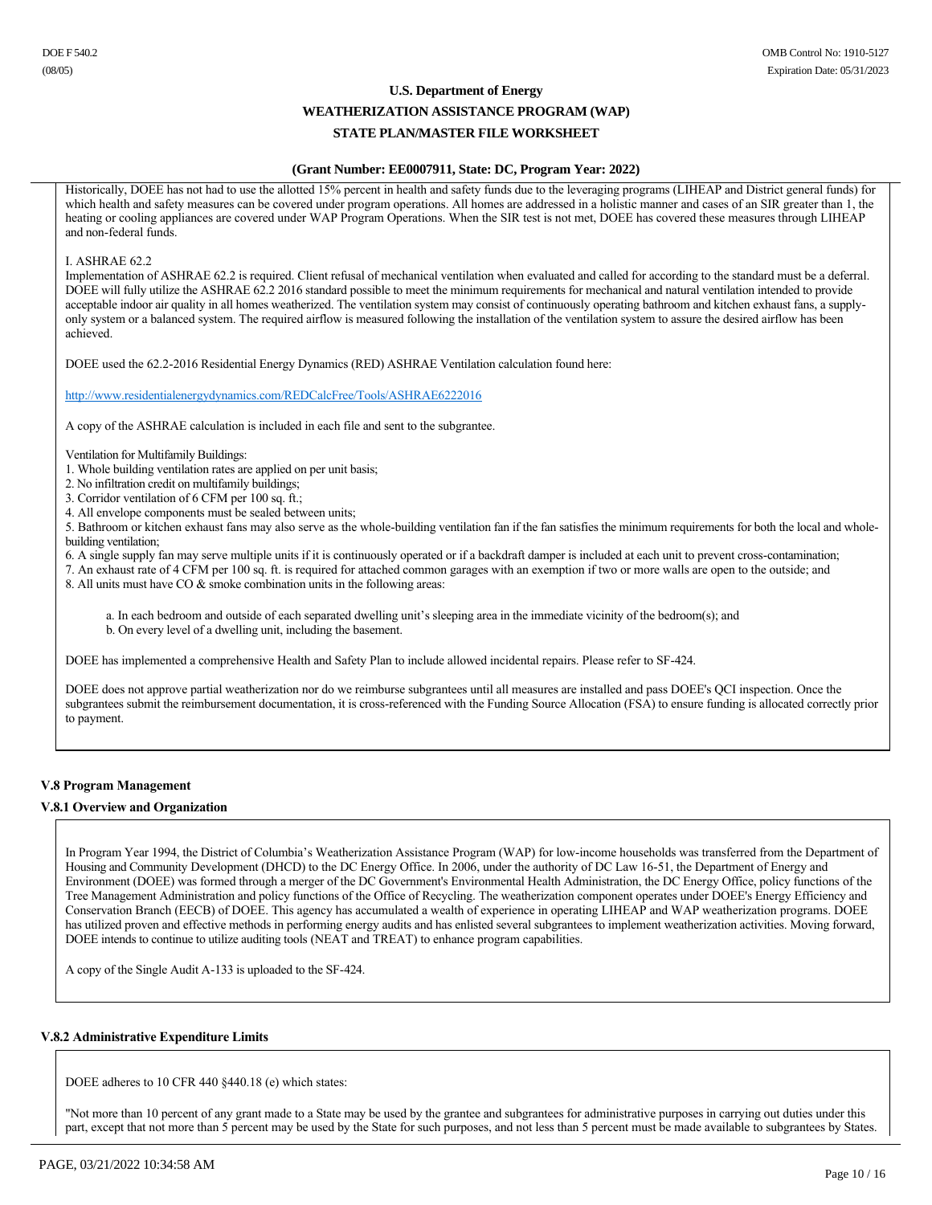Historically, DOEE has not had to use the allotted 15% percent in health and safety funds due to the leveraging programs (LIHEAP and District general funds) for which health and safety measures can be covered under program operations. All homes are addressed in a holistic manner and cases of an SIR greater than 1, the heating or cooling appliances are covered under WAP Program Operations. When the SIR test is not met, DOEE has covered these measures through LIHEAP and non-federal funds.

I. ASHRAE 62.2
Implementation of ASHRAE 62.2 is required. Client refusal of mechanical ventilation when evaluated and called for according to the standard must be a deferral. DOEE will fully utilize the ASHRAE 62.2 2016 standard possible to meet the minimum requirements for mechanical and natural ventilation intended to provide acceptable indoor air quality in all homes weatherized. The ventilation system may consist of continuously operating bathroom and kitchen exhaust fans, a supply-only system or a balanced system. The required airflow is measured following the installation of the ventilation system to assure the desired airflow has been achieved.

DOEE used the 62.2-2016 Residential Energy Dynamics (RED) ASHRAE Ventilation calculation found here:

http://www.residentialenergydynamics.com/REDCalcFree/Tools/ASHRAE6222016

A copy of the ASHRAE calculation is included in each file and sent to the subgrantee.

Ventilation for Multifamily Buildings:
1. Whole building ventilation rates are applied on per unit basis;
2. No infiltration credit on multifamily buildings;
3. Corridor ventilation of 6 CFM per 100 sq. ft.;
4. All envelope components must be sealed between units;
5. Bathroom or kitchen exhaust fans may also serve as the whole-building ventilation fan if the fan satisfies the minimum requirements for both the local and whole-building ventilation;
6. A single supply fan may serve multiple units if it is continuously operated or if a backdraft damper is included at each unit to prevent cross-contamination;
7. An exhaust rate of 4 CFM per 100 sq. ft. is required for attached common garages with an exemption if two or more walls are open to the outside; and
8. All units must have CO & smoke combination units in the following areas:

   a. In each bedroom and outside of each separated dwelling unit's sleeping area in the immediate vicinity of the bedroom(s); and
   b. On every level of a dwelling unit, including the basement.

DOEE has implemented a comprehensive Health and Safety Plan to include allowed incidental repairs. Please refer to SF-424.

DOEE does not approve partial weatherization nor do we reimburse subgrantees until all measures are installed and pass DOEE's QCI inspection. Once the subgrantees submit the reimbursement documentation, it is cross-referenced with the Funding Source Allocation (FSA) to ensure funding is allocated correctly prior to payment.

### V.8 Program Management

#### V.8.1 Overview and Organization

In Program Year 1994, the District of Columbia's Weatherization Assistance Program (WAP) for low-income households was transferred from the Department of Housing and Community Development (DHCD) to the DC Energy Office. In 2006, under the authority of DC Law 16-51, the Department of Energy and Environment (DOEE) was formed through a merger of the DC Government's Environmental Health Administration, the DC Energy Office, policy functions of the Tree Management Administration and policy functions of the Office of Recycling. The weatherization component operates under DOEE's Energy Efficiency and Conservation Branch (EECB) of DOEE. This agency has accumulated a wealth of experience in operating LIHEAP and WAP weatherization programs. DOEE has utilized proven and effective methods in performing energy audits and has enlisted several subgrantees to implement weatherization activities. Moving forward, DOEE intends to continue to utilize auditing tools (NEAT and TREAT) to enhance program capabilities.

A copy of the Single Audit A-133 is uploaded to the SF-424.

#### V.8.2 Administrative Expenditure Limits

DOEE adheres to 10 CFR 440 §440.18 (e) which states:

"Not more than 10 percent of any grant made to a State may be used by the grantee and subgrantees for administrative purposes in carrying out duties under this part, except that not more than 5 percent may be used by the State for such purposes, and not less than 5 percent must be made available to subgrantees by States.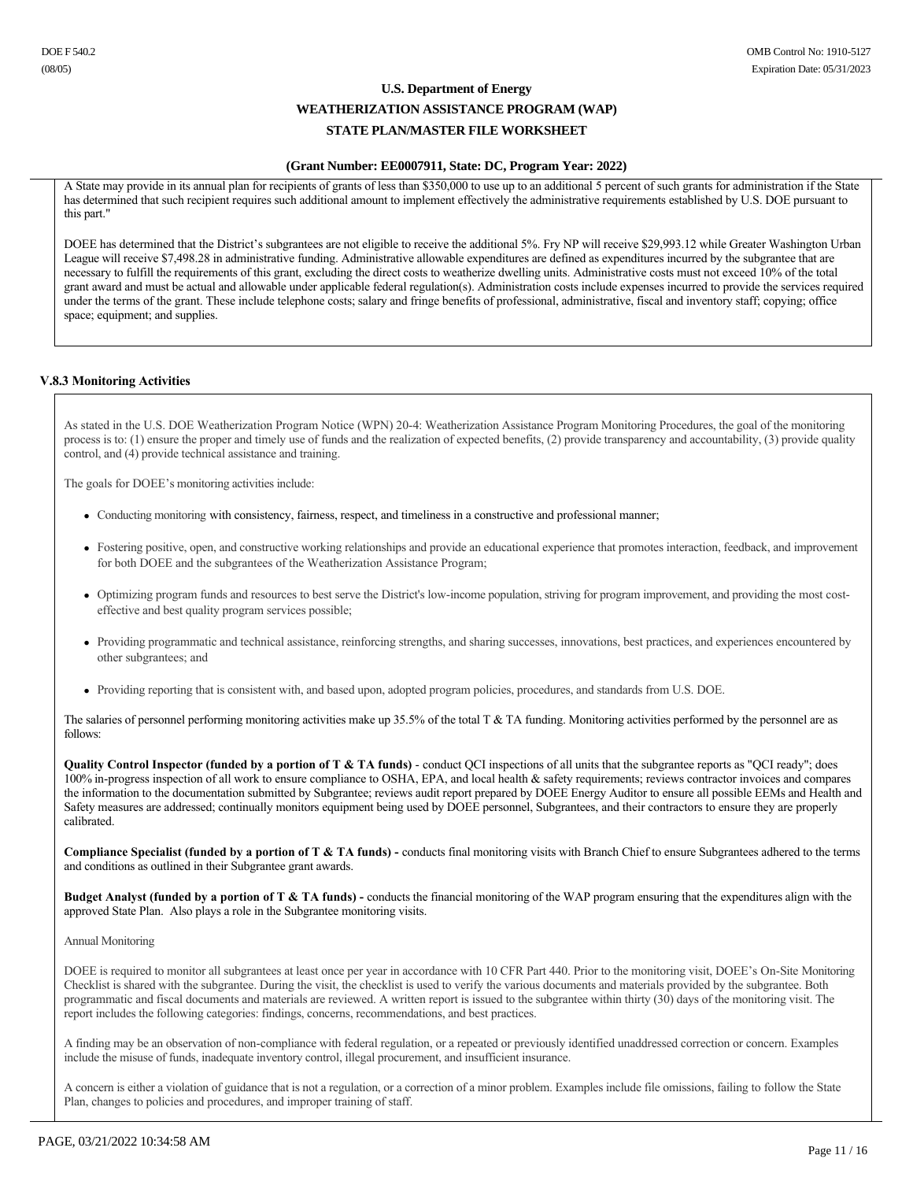A State may provide in its annual plan for recipients of grants of less than $350,000 to use up to an additional 5 percent of such grants for administration if the State has determined that such recipient requires such additional amount to implement effectively the administrative requirements established by U.S. DOE pursuant to this part."

DOEE has determined that the District's subgrantees are not eligible to receive the additional 5%. Fry NP will receive $29,993.12 while Greater Washington Urban League will receive $7,498.28 in administrative funding. Administrative allowable expenditures are defined as expenditures incurred by the subgrantee that are necessary to fulfill the requirements of this grant, excluding the direct costs to weatherize dwelling units. Administrative costs must not exceed 10% of the total grant award and must be actual and allowable under applicable federal regulation(s). Administration costs include expenses incurred to provide the services required under the terms of the grant. These include telephone costs; salary and fringe benefits of professional, administrative, fiscal and inventory staff; copying; office space; equipment; and supplies.

### V.8.3 Monitoring Activities

As stated in the U.S. DOE Weatherization Program Notice (WPN) 20-4: Weatherization Assistance Program Monitoring Procedures, the goal of the monitoring process is to: (1) ensure the proper and timely use of funds and the realization of expected benefits, (2) provide transparency and accountability, (3) provide quality control, and (4) provide technical assistance and training.

The goals for DOEE's monitoring activities include:

- Conducting monitoring with consistency, fairness, respect, and timeliness in a constructive and professional manner;
- Fostering positive, open, and constructive working relationships and provide an educational experience that promotes interaction, feedback, and improvement for both DOEE and the subgrantees of the Weatherization Assistance Program;
- Optimizing program funds and resources to best serve the District's low-income population, striving for program improvement, and providing the most cost-effective and best quality program services possible;
- Providing programmatic and technical assistance, reinforcing strengths, and sharing successes, innovations, best practices, and experiences encountered by other subgrantees; and
- Providing reporting that is consistent with, and based upon, adopted program policies, procedures, and standards from U.S. DOE.

The salaries of personnel performing monitoring activities make up 35.5% of the total T & TA funding. Monitoring activities performed by the personnel are as follows:

**Quality Control Inspector (funded by a portion of T & TA funds)** - conduct QCI inspections of all units that the subgrantee reports as "QCI ready"; does 100% in-progress inspection of all work to ensure compliance to OSHA, EPA, and local health & safety requirements; reviews contractor invoices and compares the information to the documentation submitted by Subgrantee; reviews audit report prepared by DOEE Energy Auditor to ensure all possible EEMs and Health and Safety measures are addressed; continually monitors equipment being used by DOEE personnel, Subgrantees, and their contractors to ensure they are properly calibrated.

**Compliance Specialist (funded by a portion of T & TA funds) -** conducts final monitoring visits with Branch Chief to ensure Subgrantees adhered to the terms and conditions as outlined in their Subgrantee grant awards.

**Budget Analyst (funded by a portion of T & TA funds) -** conducts the financial monitoring of the WAP program ensuring that the expenditures align with the approved State Plan. Also plays a role in the Subgrantee monitoring visits.

Annual Monitoring

DOEE is required to monitor all subgrantees at least once per year in accordance with 10 CFR Part 440. Prior to the monitoring visit, DOEE's On-Site Monitoring Checklist is shared with the subgrantee. During the visit, the checklist is used to verify the various documents and materials provided by the subgrantee. Both programmatic and fiscal documents and materials are reviewed. A written report is issued to the subgrantee within thirty (30) days of the monitoring visit. The report includes the following categories: findings, concerns, recommendations, and best practices.

A finding may be an observation of non-compliance with federal regulation, or a repeated or previously identified unaddressed correction or concern. Examples include the misuse of funds, inadequate inventory control, illegal procurement, and insufficient insurance.

A concern is either a violation of guidance that is not a regulation, or a correction of a minor problem. Examples include file omissions, failing to follow the State Plan, changes to policies and procedures, and improper training of staff.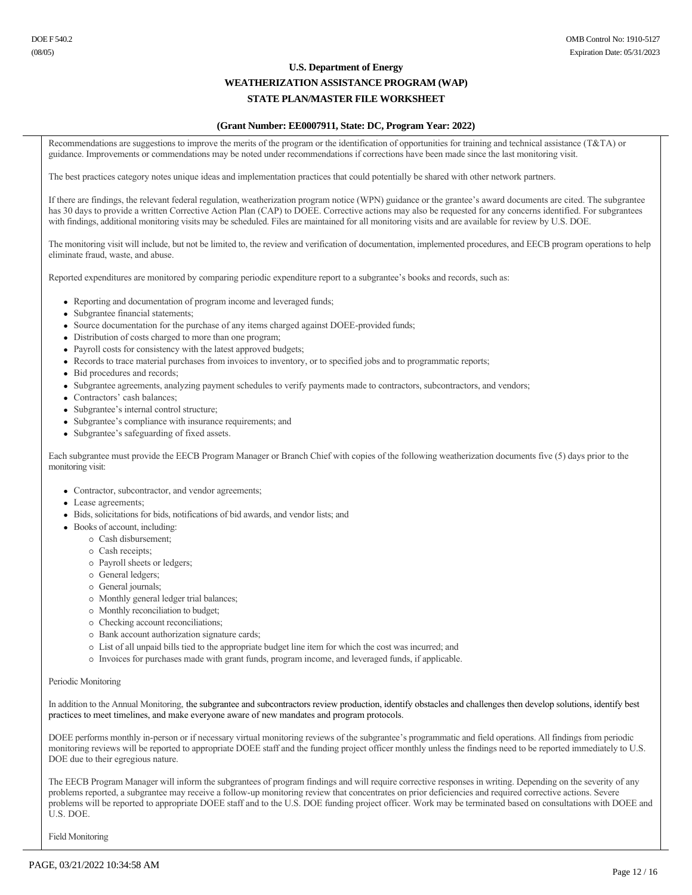Recommendations are suggestions to improve the merits of the program or the identification of opportunities for training and technical assistance (T&TA) or guidance. Improvements or commendations may be noted under recommendations if corrections have been made since the last monitoring visit.

The best practices category notes unique ideas and implementation practices that could potentially be shared with other network partners.

If there are findings, the relevant federal regulation, weatherization program notice (WPN) guidance or the grantee's award documents are cited. The subgrantee has 30 days to provide a written Corrective Action Plan (CAP) to DOEE. Corrective actions may also be requested for any concerns identified. For subgrantees with findings, additional monitoring visits may be scheduled. Files are maintained for all monitoring visits and are available for review by U.S. DOE.

The monitoring visit will include, but not be limited to, the review and verification of documentation, implemented procedures, and EECB program operations to help eliminate fraud, waste, and abuse.

Reported expenditures are monitored by comparing periodic expenditure report to a subgrantee's books and records, such as:

- Reporting and documentation of program income and leveraged funds;
- Subgrantee financial statements;
- Source documentation for the purchase of any items charged against DOEE-provided funds;
- Distribution of costs charged to more than one program;
- Payroll costs for consistency with the latest approved budgets;
- Records to trace material purchases from invoices to inventory, or to specified jobs and to programmatic reports;
- Bid procedures and records;
- Subgrantee agreements, analyzing payment schedules to verify payments made to contractors, subcontractors, and vendors;
- Contractors' cash balances;
- Subgrantee's internal control structure;
- Subgrantee's compliance with insurance requirements; and
- Subgrantee's safeguarding of fixed assets.

Each subgrantee must provide the EECB Program Manager or Branch Chief with copies of the following weatherization documents five (5) days prior to the monitoring visit:

- Contractor, subcontractor, and vendor agreements;
- Lease agreements;
- Bids, solicitations for bids, notifications of bid awards, and vendor lists; and
- Books of account, including:
  - Cash disbursement;
  - Cash receipts;
  - Payroll sheets or ledgers;
  - General ledgers;
  - General journals;
  - Monthly general ledger trial balances;
  - Monthly reconciliation to budget;
  - Checking account reconciliations;
  - Bank account authorization signature cards;
  - List of all unpaid bills tied to the appropriate budget line item for which the cost was incurred; and
  - Invoices for purchases made with grant funds, program income, and leveraged funds, if applicable.

Periodic Monitoring

In addition to the Annual Monitoring, the subgrantee and subcontractors review production, identify obstacles and challenges then develop solutions, identify best practices to meet timelines, and make everyone aware of new mandates and program protocols.

DOEE performs monthly in-person or if necessary virtual monitoring reviews of the subgrantee's programmatic and field operations. All findings from periodic monitoring reviews will be reported to appropriate DOEE staff and the funding project officer monthly unless the findings need to be reported immediately to U.S. DOE due to their egregious nature.

The EECB Program Manager will inform the subgrantees of program findings and will require corrective responses in writing. Depending on the severity of any problems reported, a subgrantee may receive a follow-up monitoring review that concentrates on prior deficiencies and required corrective actions. Severe problems will be reported to appropriate DOEE staff and to the U.S. DOE funding project officer. Work may be terminated based on consultations with DOEE and U.S. DOE.

Field Monitoring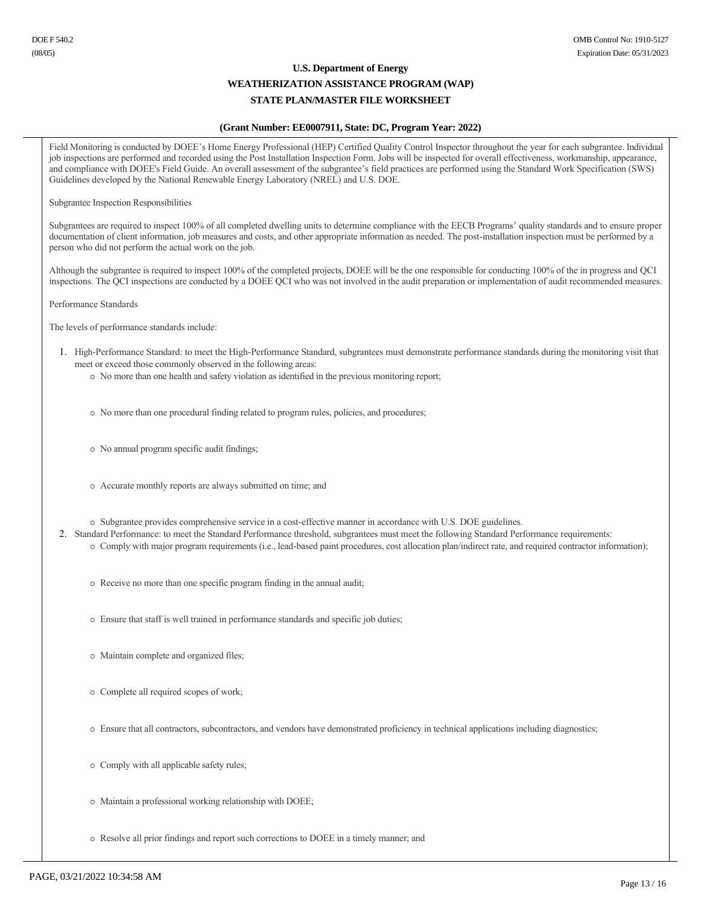Field Monitoring is conducted by DOEE's Home Energy Professional (HEP) Certified Quality Control Inspector throughout the year for each subgrantee. Individual job inspections are performed and recorded using the Post Installation Inspection Form. Jobs will be inspected for overall effectiveness, workmanship, appearance, and compliance with DOEE's Field Guide. An overall assessment of the subgrantee's field practices are performed using the Standard Work Specification (SWS) Guidelines developed by the National Renewable Energy Laboratory (NREL) and U.S. DOE.

Subgrantee Inspection Responsibilities

Subgrantees are required to inspect 100% of all completed dwelling units to determine compliance with the EECB Programs' quality standards and to ensure proper documentation of client information, job measures and costs, and other appropriate information as needed. The post-installation inspection must be performed by a person who did not perform the actual work on the job.

Although the subgrantee is required to inspect 100% of the completed projects, DOEE will be the one responsible for conducting 100% of the in progress and QCI inspections. The QCI inspections are conducted by a DOEE QCI who was not involved in the audit preparation or implementation of audit recommended measures.

Performance Standards

The levels of performance standards include:

1. High-Performance Standard: to meet the High-Performance Standard, subgrantees must demonstrate performance standards during the monitoring visit that meet or exceed those commonly observed in the following areas:
   - No more than one health and safety violation as identified in the previous monitoring report;
   - No more than one procedural finding related to program rules, policies, and procedures;
   - No annual program specific audit findings;
   - Accurate monthly reports are always submitted on time; and
   - Subgrantee provides comprehensive service in a cost-effective manner in accordance with U.S. DOE guidelines.
2. Standard Performance: to meet the Standard Performance threshold, subgrantees must meet the following Standard Performance requirements:
   - Comply with major program requirements (i.e., lead-based paint procedures, cost allocation plan/indirect rate, and required contractor information);
   - Receive no more than one specific program finding in the annual audit;
   - Ensure that staff is well trained in performance standards and specific job duties;
   - Maintain complete and organized files;
   - Complete all required scopes of work;
   - Ensure that all contractors, subcontractors, and vendors have demonstrated proficiency in technical applications including diagnostics;
   - Comply with all applicable safety rules;
   - Maintain a professional working relationship with DOEE;
   - Resolve all prior findings and report such corrections to DOEE in a timely manner; and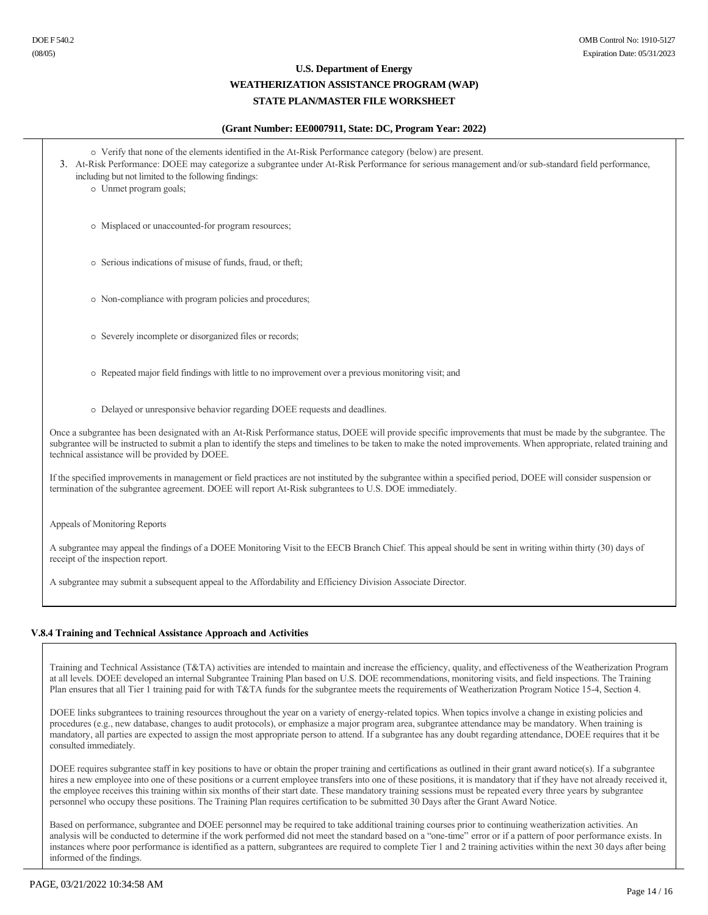- Verify that none of the elements identified in the At-Risk Performance category (below) are present.

3. At-Risk Performance: DOEE may categorize a subgrantee under At-Risk Performance for serious management and/or sub-standard field performance, including but not limited to the following findings:
   - Unmet program goals;
   - Misplaced or unaccounted-for program resources;
   - Serious indications of misuse of funds, fraud, or theft;
   - Non-compliance with program policies and procedures;
   - Severely incomplete or disorganized files or records;
   - Repeated major field findings with little to no improvement over a previous monitoring visit; and
   - Delayed or unresponsive behavior regarding DOEE requests and deadlines.

Once a subgrantee has been designated with an At-Risk Performance status, DOEE will provide specific improvements that must be made by the subgrantee. The subgrantee will be instructed to submit a plan to identify the steps and timelines to be taken to make the noted improvements. When appropriate, related training and technical assistance will be provided by DOEE.

If the specified improvements in management or field practices are not instituted by the subgrantee within a specified period, DOEE will consider suspension or termination of the subgrantee agreement. DOEE will report At-Risk subgrantees to U.S. DOE immediately.

Appeals of Monitoring Reports

A subgrantee may appeal the findings of a DOEE Monitoring Visit to the EECB Branch Chief. This appeal should be sent in writing within thirty (30) days of receipt of the inspection report.

A subgrantee may submit a subsequent appeal to the Affordability and Efficiency Division Associate Director.

**V.8.4 Training and Technical Assistance Approach and Activities**

Training and Technical Assistance (T&TA) activities are intended to maintain and increase the efficiency, quality, and effectiveness of the Weatherization Program at all levels. DOEE developed an internal Subgrantee Training Plan based on U.S. DOE recommendations, monitoring visits, and field inspections. The Training Plan ensures that all Tier 1 training paid for with T&TA funds for the subgrantee meets the requirements of Weatherization Program Notice 15-4, Section 4.

DOEE links subgrantees to training resources throughout the year on a variety of energy-related topics. When topics involve a change in existing policies and procedures (e.g., new database, changes to audit protocols), or emphasize a major program area, subgrantee attendance may be mandatory. When training is mandatory, all parties are expected to assign the most appropriate person to attend. If a subgrantee has any doubt regarding attendance, DOEE requires that it be consulted immediately.

DOEE requires subgrantee staff in key positions to have or obtain the proper training and certifications as outlined in their grant award notice(s). If a subgrantee hires a new employee into one of these positions or a current employee transfers into one of these positions, it is mandatory that if they have not already received it, the employee receives this training within six months of their start date. These mandatory training sessions must be repeated every three years by subgrantee personnel who occupy these positions. The Training Plan requires certification to be submitted 30 Days after the Grant Award Notice.

Based on performance, subgrantee and DOEE personnel may be required to take additional training courses prior to continuing weatherization activities. An analysis will be conducted to determine if the work performed did not meet the standard based on a "one-time" error or if a pattern of poor performance exists. In instances where poor performance is identified as a pattern, subgrantees are required to complete Tier 1 and 2 training activities within the next 30 days after being informed of the findings.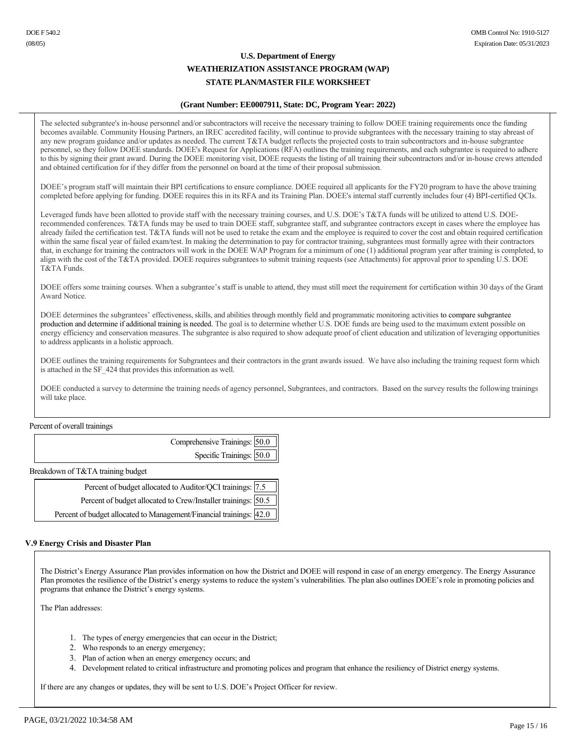The selected subgrantee's in-house personnel and/or subcontractors will receive the necessary training to follow DOEE training requirements once the funding becomes available. Community Housing Partners, an IREC accredited facility, will continue to provide subgrantees with the necessary training to stay abreast of any new program guidance and/or updates as needed. The current T&TA budget reflects the projected costs to train subcontractors and in-house subgrantee personnel, so they follow DOEE standards. DOEE's Request for Applications (RFA) outlines the training requirements, and each subgrantee is required to adhere to this by signing their grant award. During the DOEE monitoring visit, DOEE requests the listing of all training their subcontractors and/or in-house crews attended and obtained certification for if they differ from the personnel on board at the time of their proposal submission.

DOEE's program staff will maintain their BPI certifications to ensure compliance. DOEE required all applicants for the FY20 program to have the above training completed before applying for funding. DOEE requires this in its RFA and its Training Plan. DOEE's internal staff currently includes four (4) BPI-certified QCIs.

Leveraged funds have been allotted to provide staff with the necessary training courses, and U.S. DOE's T&TA funds will be utilized to attend U.S. DOE-recommended conferences. T&TA funds may be used to train DOEE staff, subgrantee staff, and subgrantee contractors except in cases where the employee has already failed the certification test. T&TA funds will not be used to retake the exam and the employee is required to cover the cost and obtain required certification within the same fiscal year of failed exam/test. In making the determination to pay for contractor training, subgrantees must formally agree with their contractors that, in exchange for training the contractors will work in the DOEE WAP Program for a minimum of one (1) additional program year after training is completed, to align with the cost of the T&TA provided. DOEE requires subgrantees to submit training requests (see Attachments) for approval prior to spending U.S. DOE T&TA Funds.

DOEE offers some training courses. When a subgrantee's staff is unable to attend, they must still meet the requirement for certification within 30 days of the Grant Award Notice.

DOEE determines the subgrantees' effectiveness, skills, and abilities through monthly field and programmatic monitoring activities to compare subgrantee production and determine if additional training is needed. The goal is to determine whether U.S. DOE funds are being used to the maximum extent possible on energy efficiency and conservation measures. The subgrantee is also required to show adequate proof of client education and utilization of leveraging opportunities to address applicants in a holistic approach.

DOEE outlines the training requirements for Subgrantees and their contractors in the grant awards issued. We have also including the training request form which is attached in the SF_424 that provides this information as well.

DOEE conducted a survey to determine the training needs of agency personnel, Subgrantees, and contractors. Based on the survey results the following trainings will take place.

Percent of overall trainings

| | |
|---|---|
| Comprehensive Trainings: | 50.0 |
| Specific Trainings: | 50.0 |

Breakdown of T&TA training budget

| | |
|---|---|
| Percent of budget allocated to Auditor/QCI trainings: | 7.5 |
| Percent of budget allocated to Crew/Installer trainings: | 50.5 |
| Percent of budget allocated to Management/Financial trainings: | 42.0 |

### V.9 Energy Crisis and Disaster Plan

The District's Energy Assurance Plan provides information on how the District and DOEE will respond in case of an energy emergency. The Energy Assurance Plan promotes the resilience of the District's energy systems to reduce the system's vulnerabilities. The plan also outlines DOEE's role in promoting policies and programs that enhance the District's energy systems.

The Plan addresses:

1. The types of energy emergencies that can occur in the District;
2. Who responds to an energy emergency;
3. Plan of action when an energy emergency occurs; and
4. Development related to critical infrastructure and promoting polices and program that enhance the resiliency of District energy systems.

If there are any changes or updates, they will be sent to U.S. DOE's Project Officer for review.